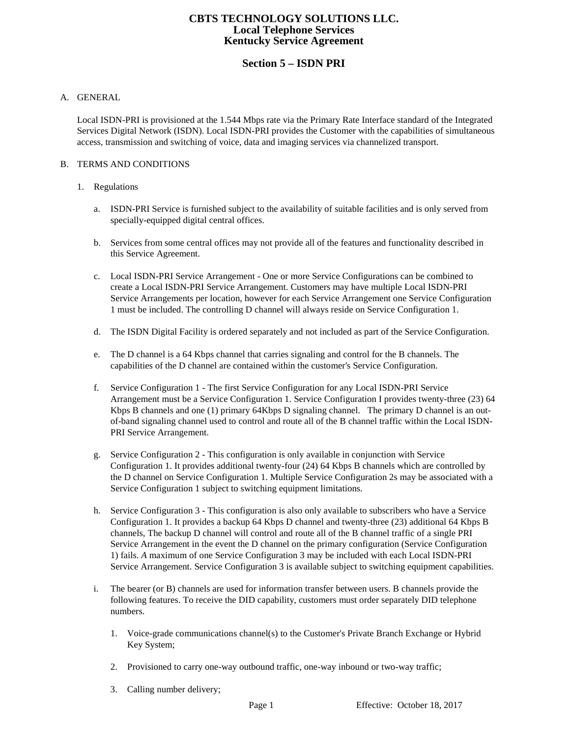# CBTS TECHNOLOGY SOLUTIONS LLC.
## Local Telephone Services
## Kentucky Service Agreement

## Section 5 – ISDN PRI

A. GENERAL

Local ISDN-PRI is provisioned at the 1.544 Mbps rate via the Primary Rate Interface standard of the Integrated Services Digital Network (ISDN). Local ISDN-PRI provides the Customer with the capabilities of simultaneous access, transmission and switching of voice, data and imaging services via channelized transport.

B. TERMS AND CONDITIONS

1. Regulations

   a. ISDN-PRI Service is furnished subject to the availability of suitable facilities and is only served from specially-equipped digital central offices.

   b. Services from some central offices may not provide all of the features and functionality described in this Service Agreement.

   c. Local ISDN-PRI Service Arrangement - One or more Service Configurations can be combined to create a Local ISDN-PRI Service Arrangement. Customers may have multiple Local ISDN-PRI Service Arrangements per location, however for each Service Arrangement one Service Configuration 1 must be included. The controlling D channel will always reside on Service Configuration 1.

   d. The ISDN Digital Facility is ordered separately and not included as part of the Service Configuration.

   e. The D channel is a 64 Kbps channel that carries signaling and control for the B channels. The capabilities of the D channel are contained within the customer's Service Configuration.

   f. Service Configuration 1 - The first Service Configuration for any Local ISDN-PRI Service Arrangement must be a Service Configuration 1. Service Configuration I provides twenty-three (23) 64 Kbps B channels and one (1) primary 64Kbps D signaling channel. The primary D channel is an out-of-band signaling channel used to control and route all of the B channel traffic within the Local ISDN-PRI Service Arrangement.

   g. Service Configuration 2 - This configuration is only available in conjunction with Service Configuration 1. It provides additional twenty-four (24) 64 Kbps B channels which are controlled by the D channel on Service Configuration 1. Multiple Service Configuration 2s may be associated with a Service Configuration 1 subject to switching equipment limitations.

   h. Service Configuration 3 - This configuration is also only available to subscribers who have a Service Configuration 1. It provides a backup 64 Kbps D channel and twenty-three (23) additional 64 Kbps B channels, The backup D channel will control and route all of the B channel traffic of a single PRI Service Arrangement in the event the D channel on the primary configuration (Service Configuration 1) fails. *A* maximum of one Service Configuration 3 may be included with each Local ISDN-PRI Service Arrangement. Service Configuration 3 is available subject to switching equipment capabilities.

   i. The bearer (or B) channels are used for information transfer between users. B channels provide the following features. To receive the DID capability, customers must order separately DID telephone numbers.

      1. Voice-grade communications channel(s) to the Customer's Private Branch Exchange or Hybrid Key System;

      2. Provisioned to carry one-way outbound traffic, one-way inbound or two-way traffic;

      3. Calling number delivery;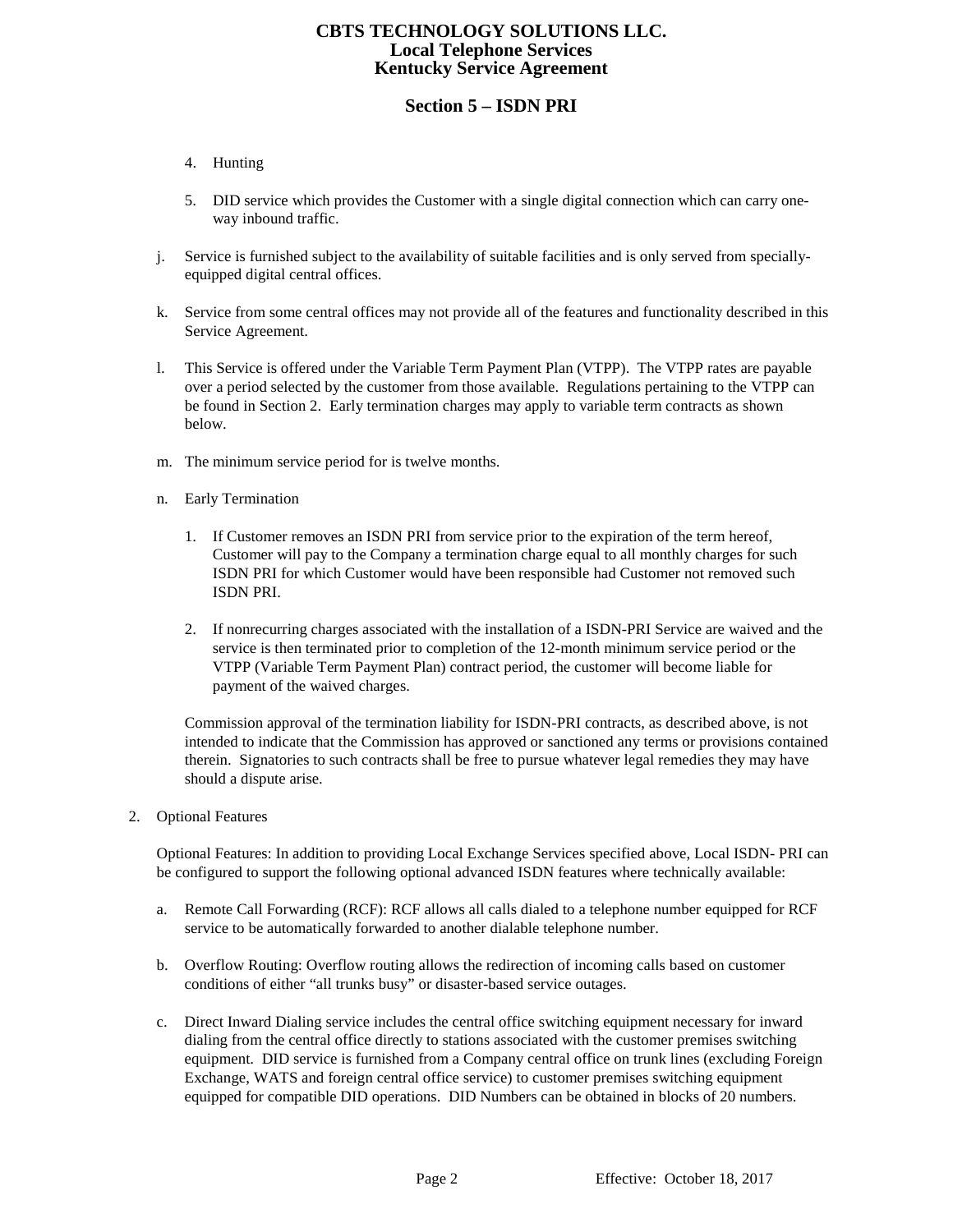4. Hunting

5. DID service which provides the Customer with a single digital connection which can carry one-way inbound traffic.

j. Service is furnished subject to the availability of suitable facilities and is only served from specially-equipped digital central offices.

k. Service from some central offices may not provide all of the features and functionality described in this Service Agreement.

l. This Service is offered under the Variable Term Payment Plan (VTPP). The VTPP rates are payable over a period selected by the customer from those available. Regulations pertaining to the VTPP can be found in Section 2. Early termination charges may apply to variable term contracts as shown below.

m. The minimum service period for is twelve months.

n. Early Termination

   1. If Customer removes an ISDN PRI from service prior to the expiration of the term hereof, Customer will pay to the Company a termination charge equal to all monthly charges for such ISDN PRI for which Customer would have been responsible had Customer not removed such ISDN PRI.

   2. If nonrecurring charges associated with the installation of a ISDN-PRI Service are waived and the service is then terminated prior to completion of the 12-month minimum service period or the VTPP (Variable Term Payment Plan) contract period, the customer will become liable for payment of the waived charges.

   Commission approval of the termination liability for ISDN-PRI contracts, as described above, is not intended to indicate that the Commission has approved or sanctioned any terms or provisions contained therein. Signatories to such contracts shall be free to pursue whatever legal remedies they may have should a dispute arise.

2. Optional Features

   Optional Features: In addition to providing Local Exchange Services specified above, Local ISDN- PRI can be configured to support the following optional advanced ISDN features where technically available:

   a. Remote Call Forwarding (RCF): RCF allows all calls dialed to a telephone number equipped for RCF service to be automatically forwarded to another dialable telephone number.

   b. Overflow Routing: Overflow routing allows the redirection of incoming calls based on customer conditions of either "all trunks busy" or disaster-based service outages.

   c. Direct Inward Dialing service includes the central office switching equipment necessary for inward dialing from the central office directly to stations associated with the customer premises switching equipment. DID service is furnished from a Company central office on trunk lines (excluding Foreign Exchange, WATS and foreign central office service) to customer premises switching equipment equipped for compatible DID operations. DID Numbers can be obtained in blocks of 20 numbers.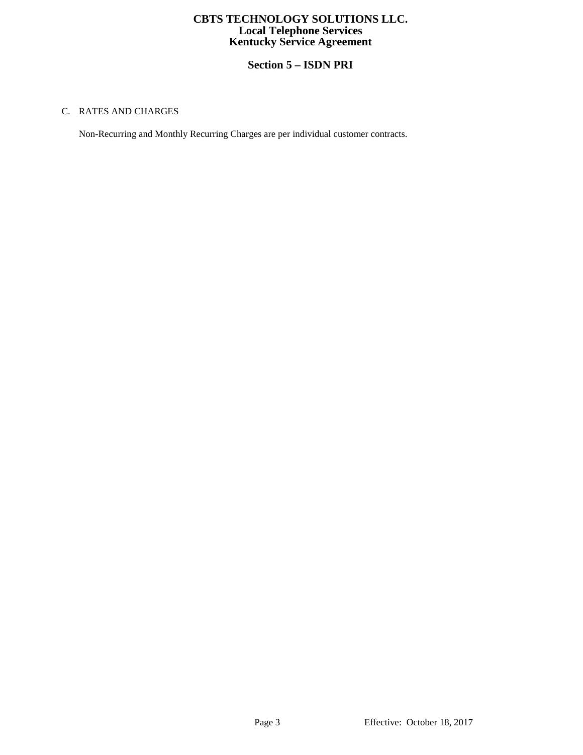C. RATES AND CHARGES

Non-Recurring and Monthly Recurring Charges are per individual customer contracts.